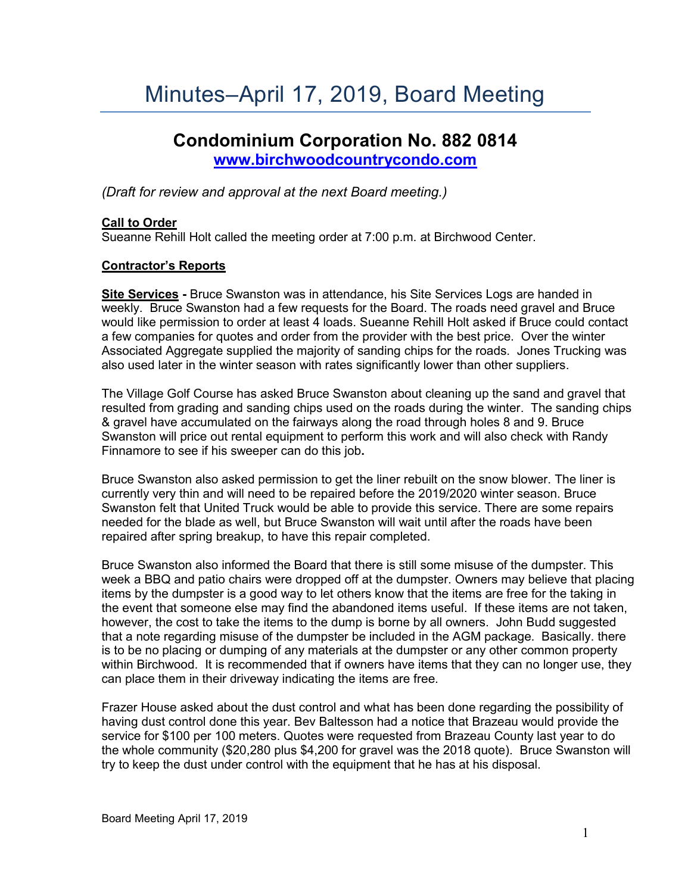# Minutes–April 17, 2019, Board Meeting

## Condominium Corporation No. 882 0814

**[www.birchwoodcountrycondo.com](http://www.birchwoodcountrycondo.com)**

*(Draft for review and approval at the next Board meeting.)*

**Call to Order**

Sueanne Rehill Holt called the meeting order at 7:00 p.m. at Birchwood Center.

**Contractor's Reports**

**Site Services -** Bruce Swanston was in attendance, his Site Services Logs are handed in weekly. Bruce Swanston had a few requests for the Board. The roads need gravel and Bruce would like permission to order at least 4 loads. Sueanne Rehill Holt asked if Bruce could contact a few companies for quotes and order from the provider with the best price. Over the winter Associated Aggregate supplied the majority of sanding chips for the roads. Jones Trucking was also used later in the winter season with rates significantly lower than other suppliers.

The Village Golf Course has asked Bruce Swanston about cleaning up the sand and gravel that resulted from grading and sanding chips used on the roads during the winter. The sanding chips & gravel have accumulated on the fairways along the road through holes 8 and 9. Bruce Swanston will price out rental equipment to perform this work and will also check with Randy Finnamore to see if his sweeper can do this job.

Bruce Swanston also asked permission to get the liner rebuilt on the snow blower. The liner is currently very thin and will need to be repaired before the 2019/2020 winter season. Bruce Swanston felt that United Truck would be able to provide this service. There are some repairs needed for the blade as well, but Bruce Swanston will wait until after the roads have been repaired after spring breakup, to have this repair completed.

Bruce Swanston also informed the Board that there is still some misuse of the dumpster. This week a BBQ and patio chairs were dropped off at the dumpster. Owners may believe that placing items by the dumpster is a good way to let others know that the items are free for the taking in the event that someone else may find the abandoned items useful. If these items are not taken, however, the cost to take the items to the dump is borne by all owners. John Budd suggested that a note regarding misuse of the dumpster be included in the AGM package. Basically. there is to be no placing or dumping of any materials at the dumpster or any other common property within Birchwood. It is recommended that if owners have items that they can no longer use, they can place them in their driveway indicating the items are free.

Frazer House asked about the dust control and what has been done regarding the possibility of having dust control done this year. Bev Baltesson had a notice that Brazeau would provide the service for $100 per 100 meters. Quotes were requested from Brazeau County last year to do the whole community ($20,280 plus $4,200 for gravel was the 2018 quote). Bruce Swanston will try to keep the dust under control with the equipment that he has at his disposal.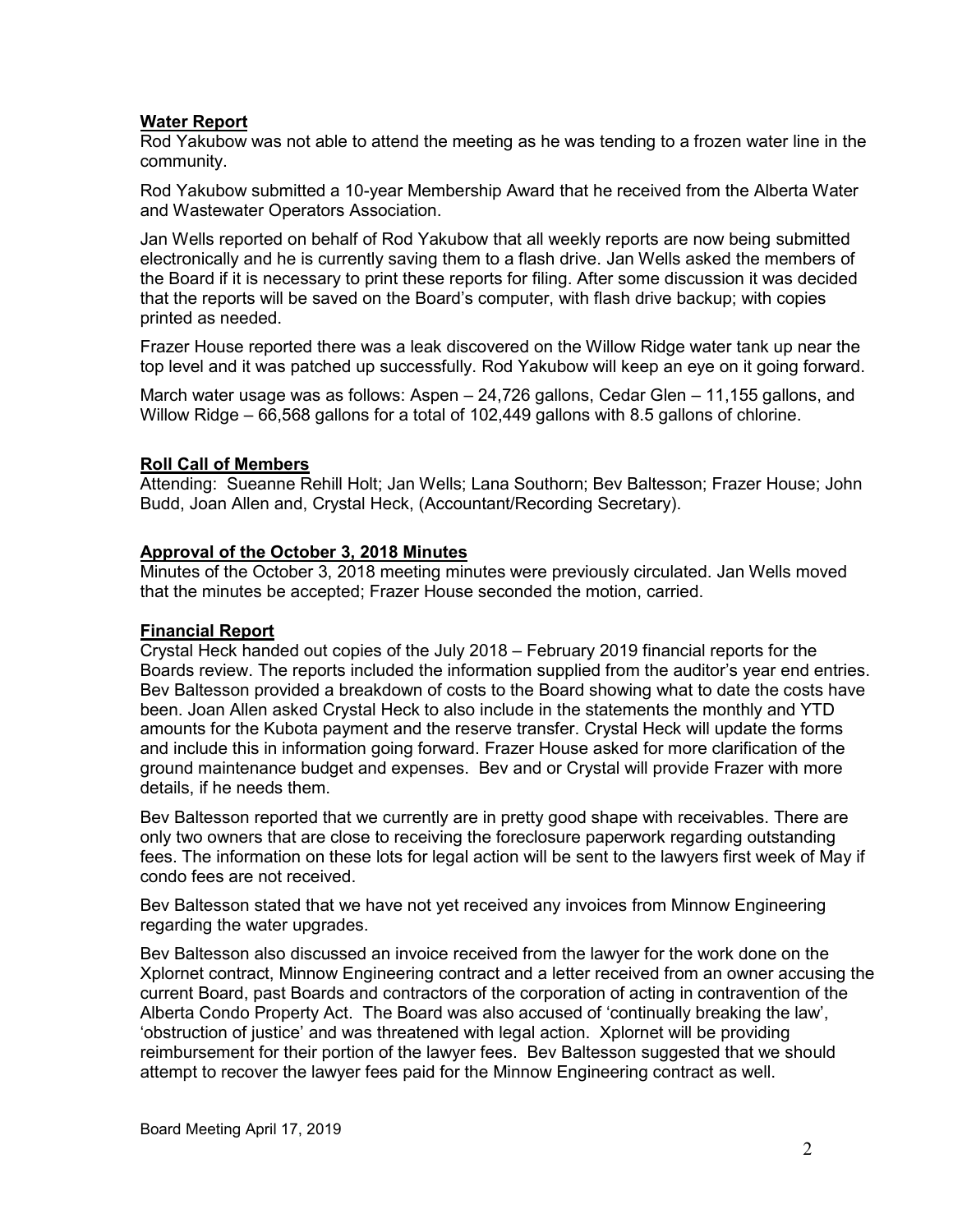## **Water Report**

Rod Yakubow was not able to attend the meeting as he was tending to a frozen water line in the community.

Rod Yakubow submitted a 10-year Membership Award that he received from the Alberta Water and Wastewater Operators Association.

Jan Wells reported on behalf of Rod Yakubow that all weekly reports are now being submitted electronically and he is currently saving them to a flash drive. Jan Wells asked the members of the Board if it is necessary to print these reports for filing. After some discussion it was decided that the reports will be saved on the Board's computer, with flash drive backup; with copies printed as needed.

Frazer House reported there was a leak discovered on the Willow Ridge water tank up near the top level and it was patched up successfully. Rod Yakubow will keep an eye on it going forward.

March water usage was as follows: Aspen – 24,726 gallons, Cedar Glen – 11,155 gallons, and Willow Ridge – 66,568 gallons for a total of 102,449 gallons with 8.5 gallons of chlorine.

## **Roll Call of Members**

Attending: Sueanne Rehill Holt; Jan Wells; Lana Southorn; Bev Baltesson; Frazer House; John Budd, Joan Allen and, Crystal Heck, (Accountant/Recording Secretary).

## **Approval of the October 3, 2018 Minutes**

Minutes of the October 3, 2018 meeting minutes were previously circulated. Jan Wells moved that the minutes be accepted; Frazer House seconded the motion, carried.

## **Financial Report**

Crystal Heck handed out copies of the July 2018 – February 2019 financial reports for the Boards review. The reports included the information supplied from the auditor's year end entries. Bev Baltesson provided a breakdown of costs to the Board showing what to date the costs have been. Joan Allen asked Crystal Heck to also include in the statements the monthly and YTD amounts for the Kubota payment and the reserve transfer. Crystal Heck will update the forms and include this in information going forward. Frazer House asked for more clarification of the ground maintenance budget and expenses. Bev and or Crystal will provide Frazer with more details, if he needs them.

Bev Baltesson reported that we currently are in pretty good shape with receivables. There are only two owners that are close to receiving the foreclosure paperwork regarding outstanding fees. The information on these lots for legal action will be sent to the lawyers first week of May if condo fees are not received.

Bev Baltesson stated that we have not yet received any invoices from Minnow Engineering regarding the water upgrades.

Bev Baltesson also discussed an invoice received from the lawyer for the work done on the Xplornet contract, Minnow Engineering contract and a letter received from an owner accusing the current Board, past Boards and contractors of the corporation of acting in contravention of the Alberta Condo Property Act. The Board was also accused of 'continually breaking the law', 'obstruction of justice' and was threatened with legal action. Xplornet will be providing reimbursement for their portion of the lawyer fees. Bev Baltesson suggested that we should attempt to recover the lawyer fees paid for the Minnow Engineering contract as well.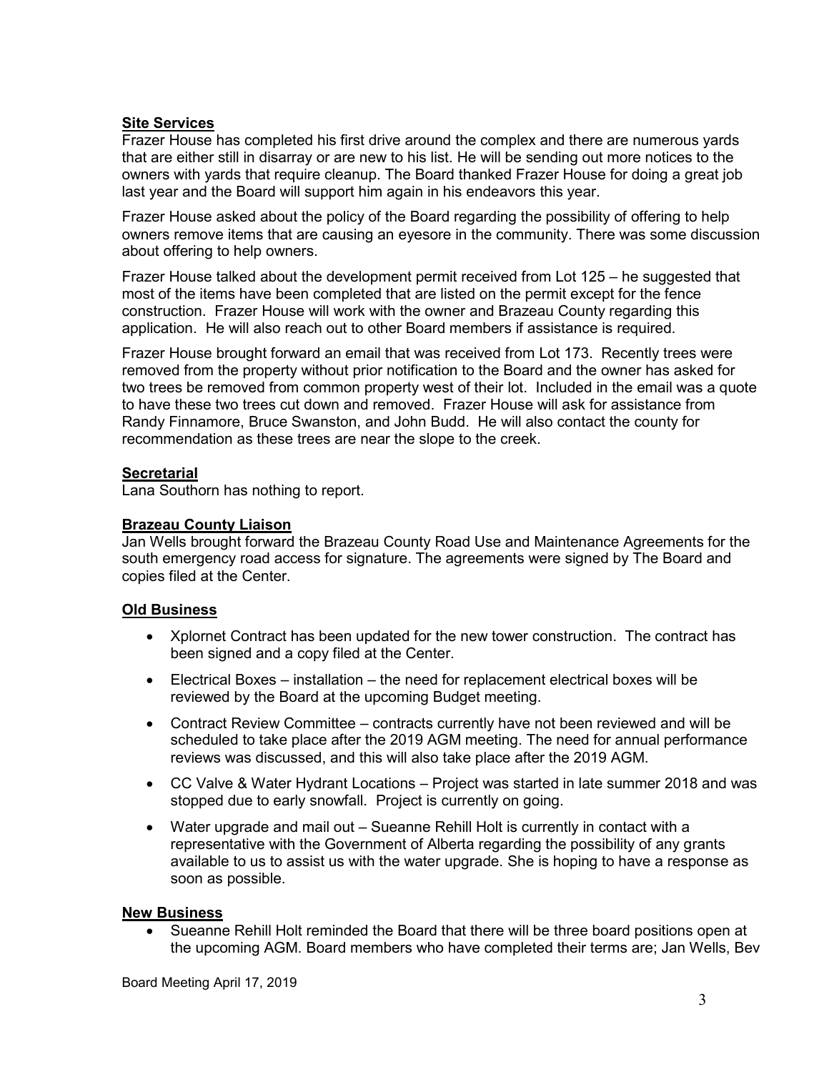**Site Services**

Frazer House has completed his first drive around the complex and there are numerous yards that are either still in disarray or are new to his list. He will be sending out more notices to the owners with yards that require cleanup. The Board thanked Frazer House for doing a great job last year and the Board will support him again in his endeavors this year.

Frazer House asked about the policy of the Board regarding the possibility of offering to help owners remove items that are causing an eyesore in the community. There was some discussion about offering to help owners.

Frazer House talked about the development permit received from Lot 125 – he suggested that most of the items have been completed that are listed on the permit except for the fence construction. Frazer House will work with the owner and Brazeau County regarding this application. He will also reach out to other Board members if assistance is required.

Frazer House brought forward an email that was received from Lot 173. Recently trees were removed from the property without prior notification to the Board and the owner has asked for two trees be removed from common property west of their lot. Included in the email was a quote to have these two trees cut down and removed. Frazer House will ask for assistance from Randy Finnamore, Bruce Swanston, and John Budd. He will also contact the county for recommendation as these trees are near the slope to the creek.

**Secretarial**

Lana Southorn has nothing to report.

**Brazeau County Liaison**

Jan Wells brought forward the Brazeau County Road Use and Maintenance Agreements for the south emergency road access for signature. The agreements were signed by The Board and copies filed at the Center.

**Old Business**

- Xplornet Contract has been updated for the new tower construction. The contract has been signed and a copy filed at the Center.
- Electrical Boxes – installation – the need for replacement electrical boxes will be reviewed by the Board at the upcoming Budget meeting.
- Contract Review Committee – contracts currently have not been reviewed and will be scheduled to take place after the 2019 AGM meeting. The need for annual performance reviews was discussed, and this will also take place after the 2019 AGM.
- CC Valve & Water Hydrant Locations – Project was started in late summer 2018 and was stopped due to early snowfall. Project is currently on going.
- Water upgrade and mail out – Sueanne Rehill Holt is currently in contact with a representative with the Government of Alberta regarding the possibility of any grants available to us to assist us with the water upgrade. She is hoping to have a response as soon as possible.

**New Business**

- Sueanne Rehill Holt reminded the Board that there will be three board positions open at the upcoming AGM. Board members who have completed their terms are; Jan Wells, Bev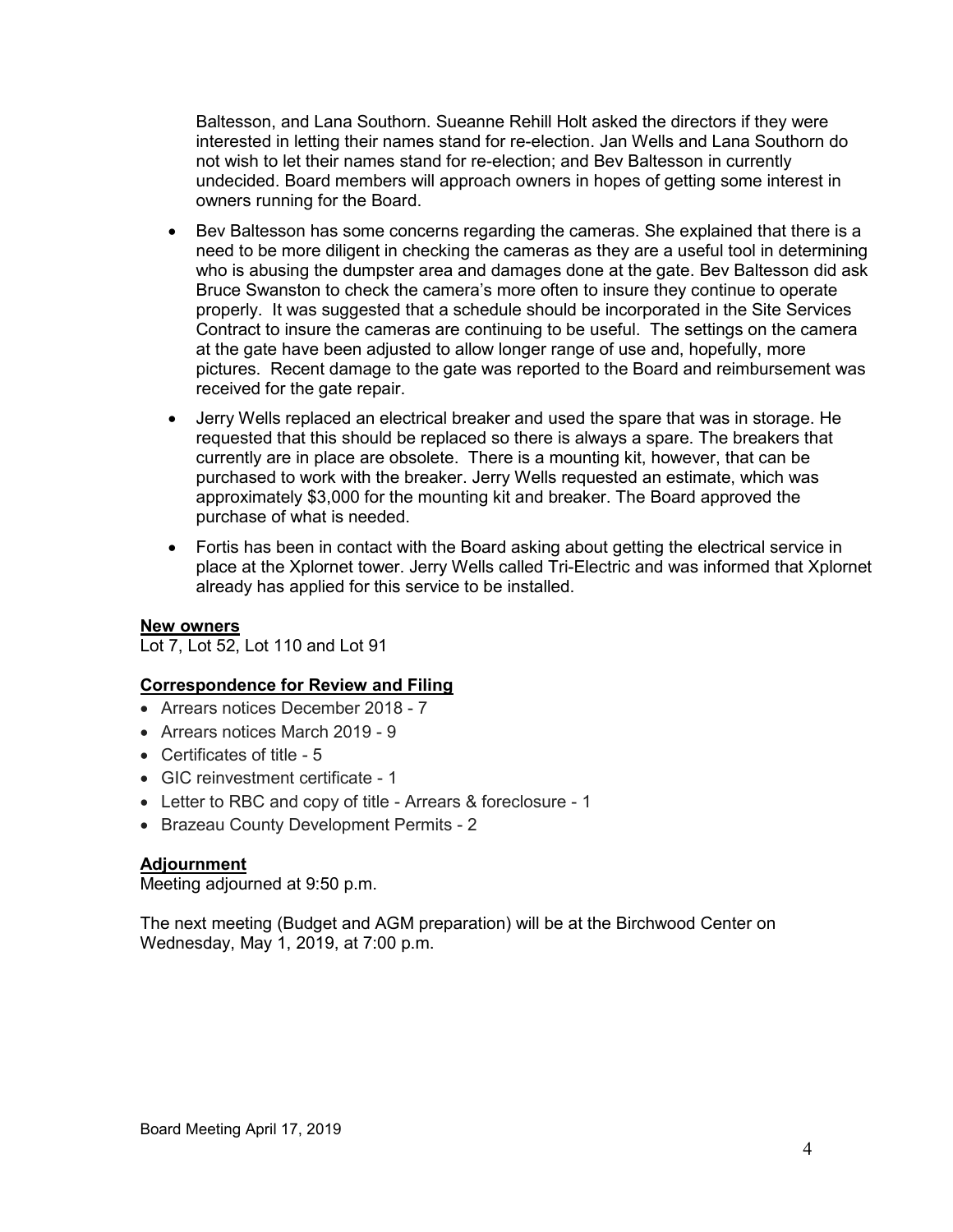Baltesson, and Lana Southorn. Sueanne Rehill Holt asked the directors if they were interested in letting their names stand for re-election. Jan Wells and Lana Southorn do not wish to let their names stand for re-election; and Bev Baltesson in currently undecided. Board members will approach owners in hopes of getting some interest in owners running for the Board.

- Bev Baltesson has some concerns regarding the cameras. She explained that there is a need to be more diligent in checking the cameras as they are a useful tool in determining who is abusing the dumpster area and damages done at the gate. Bev Baltesson did ask Bruce Swanston to check the camera's more often to insure they continue to operate properly. It was suggested that a schedule should be incorporated in the Site Services Contract to insure the cameras are continuing to be useful. The settings on the camera at the gate have been adjusted to allow longer range of use and, hopefully, more pictures. Recent damage to the gate was reported to the Board and reimbursement was received for the gate repair.
- Jerry Wells replaced an electrical breaker and used the spare that was in storage. He requested that this should be replaced so there is always a spare. The breakers that currently are in place are obsolete. There is a mounting kit, however, that can be purchased to work with the breaker. Jerry Wells requested an estimate, which was approximately $3,000 for the mounting kit and breaker. The Board approved the purchase of what is needed.
- Fortis has been in contact with the Board asking about getting the electrical service in place at the Xplornet tower. Jerry Wells called Tri-Electric and was informed that Xplornet already has applied for this service to be installed.

**New owners**

Lot 7, Lot 52, Lot 110 and Lot 91

**Correspondence for Review and Filing**

- Arrears notices December 2018 - 7
- Arrears notices March 2019 - 9
- Certificates of title - 5
- GIC reinvestment certificate - 1
- Letter to RBC and copy of title - Arrears & foreclosure - 1
- Brazeau County Development Permits - 2

**Adjournment**

Meeting adjourned at 9:50 p.m.

The next meeting (Budget and AGM preparation) will be at the Birchwood Center on Wednesday, May 1, 2019, at 7:00 p.m.